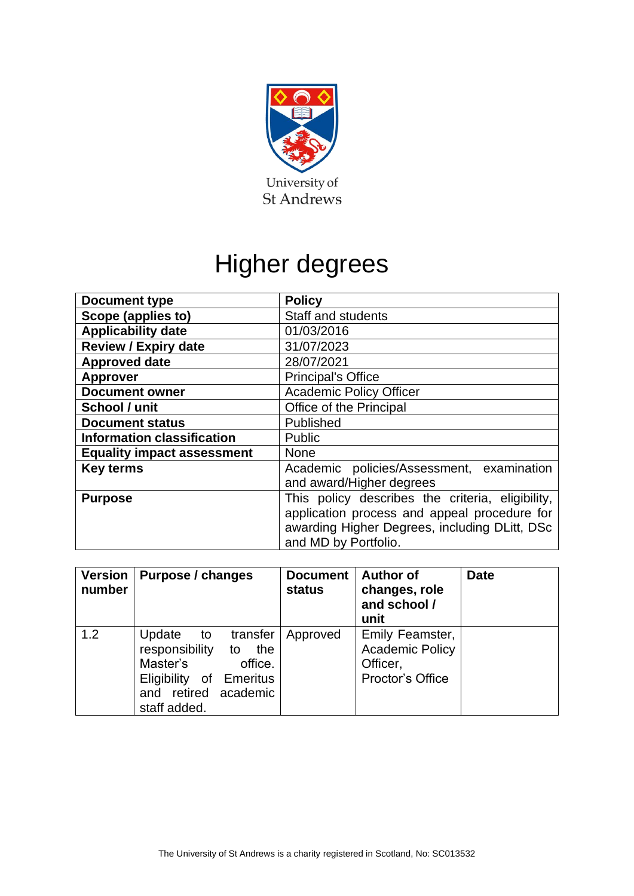University of St Andrews

# Higher degrees

| Document type | Policy |
|---|---|
| Scope (applies to) | Staff and students |
| Applicability date | 01/03/2016 |
| Review / Expiry date | 31/07/2023 |
| Approved date | 28/07/2021 |
| Approver | Principal's Office |
| Document owner | Academic Policy Officer |
| School / unit | Office of the Principal |
| Document status | Published |
| Information classification | Public |
| Equality impact assessment | None |
| Key terms | Academic policies/Assessment, examination and award/Higher degrees |
| Purpose | This policy describes the criteria, eligibility, application process and appeal procedure for awarding Higher Degrees, including DLitt, DSc and MD by Portfolio. |

| Version number | Purpose / changes | Document status | Author of changes, role and school / unit | Date |
|---|---|---|---|---|
| 1.2 | Update to transfer responsibility to the Master's office. Eligibility of Emeritus and retired academic staff added. | Approved | Emily Feamster, Academic Policy Officer, Proctor's Office | |

The University of St Andrews is a charity registered in Scotland, No: SC013532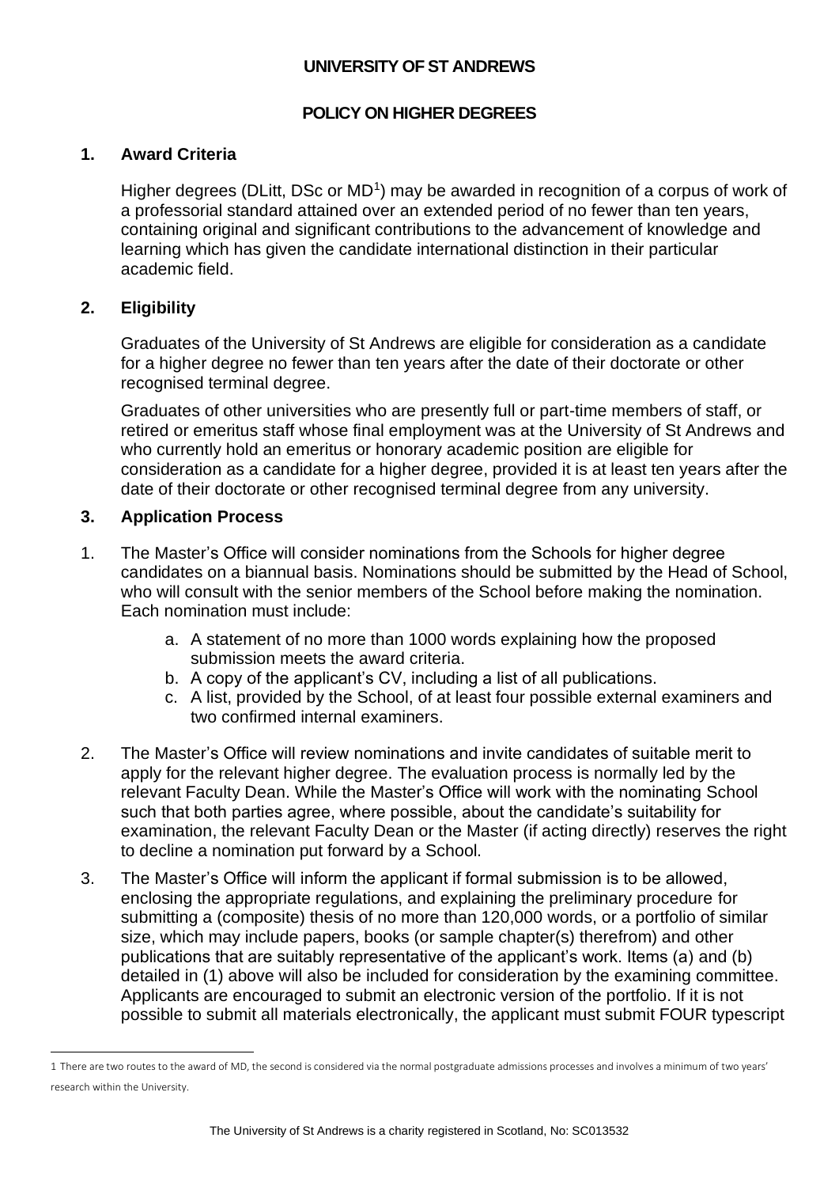**UNIVERSITY OF ST ANDREWS**

**POLICY ON HIGHER DEGREES**

## 1. Award Criteria

Higher degrees (DLitt, DSc or MD[1]) may be awarded in recognition of a corpus of work of a professorial standard attained over an extended period of no fewer than ten years, containing original and significant contributions to the advancement of knowledge and learning which has given the candidate international distinction in their particular academic field.

## 2. Eligibility

Graduates of the University of St Andrews are eligible for consideration as a candidate for a higher degree no fewer than ten years after the date of their doctorate or other recognised terminal degree.

Graduates of other universities who are presently full or part-time members of staff, or retired or emeritus staff whose final employment was at the University of St Andrews and who currently hold an emeritus or honorary academic position are eligible for consideration as a candidate for a higher degree, provided it is at least ten years after the date of their doctorate or other recognised terminal degree from any university.

## 3. Application Process

1. The Master's Office will consider nominations from the Schools for higher degree candidates on a biannual basis. Nominations should be submitted by the Head of School, who will consult with the senior members of the School before making the nomination. Each nomination must include:
   a. A statement of no more than 1000 words explaining how the proposed submission meets the award criteria.
   b. A copy of the applicant's CV, including a list of all publications.
   c. A list, provided by the School, of at least four possible external examiners and two confirmed internal examiners.
2. The Master's Office will review nominations and invite candidates of suitable merit to apply for the relevant higher degree. The evaluation process is normally led by the relevant Faculty Dean. While the Master's Office will work with the nominating School such that both parties agree, where possible, about the candidate's suitability for examination, the relevant Faculty Dean or the Master (if acting directly) reserves the right to decline a nomination put forward by a School.
3. The Master's Office will inform the applicant if formal submission is to be allowed, enclosing the appropriate regulations, and explaining the preliminary procedure for submitting a (composite) thesis of no more than 120,000 words, or a portfolio of similar size, which may include papers, books (or sample chapter(s) therefrom) and other publications that are suitably representative of the applicant's work. Items (a) and (b) detailed in (1) above will also be included for consideration by the examining committee. Applicants are encouraged to submit an electronic version of the portfolio. If it is not possible to submit all materials electronically, the applicant must submit FOUR typescript

[1] There are two routes to the award of MD, the second is considered via the normal postgraduate admissions processes and involves a minimum of two years' research within the University.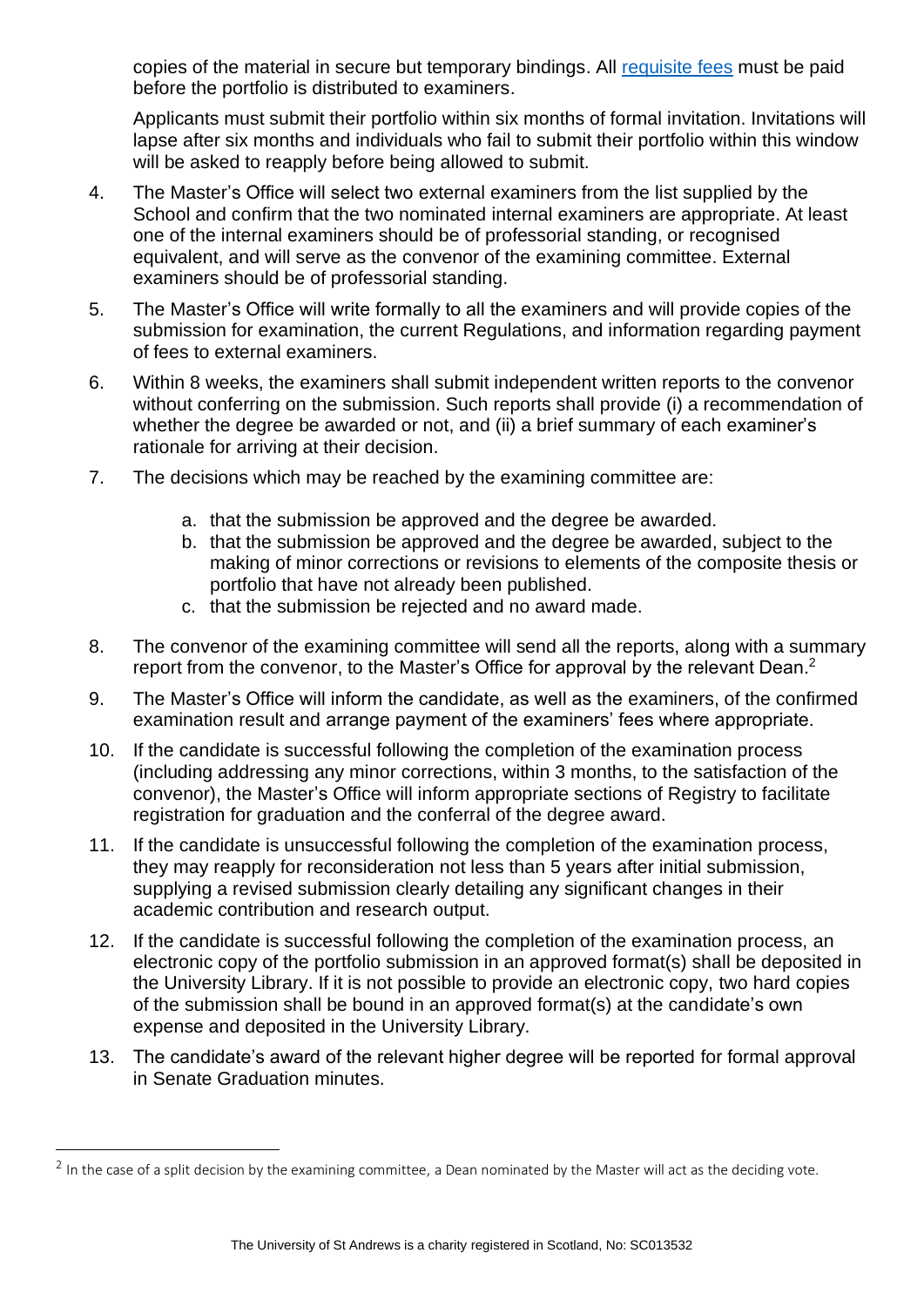copies of the material in secure but temporary bindings. All [requisite fees] must be paid before the portfolio is distributed to examiners.

Applicants must submit their portfolio within six months of formal invitation. Invitations will lapse after six months and individuals who fail to submit their portfolio within this window will be asked to reapply before being allowed to submit.

4. The Master's Office will select two external examiners from the list supplied by the School and confirm that the two nominated internal examiners are appropriate. At least one of the internal examiners should be of professorial standing, or recognised equivalent, and will serve as the convenor of the examining committee. External examiners should be of professorial standing.
5. The Master's Office will write formally to all the examiners and will provide copies of the submission for examination, the current Regulations, and information regarding payment of fees to external examiners.
6. Within 8 weeks, the examiners shall submit independent written reports to the convenor without conferring on the submission. Such reports shall provide (i) a recommendation of whether the degree be awarded or not, and (ii) a brief summary of each examiner's rationale for arriving at their decision.
7. The decisions which may be reached by the examining committee are:
   a. that the submission be approved and the degree be awarded.
   b. that the submission be approved and the degree be awarded, subject to the making of minor corrections or revisions to elements of the composite thesis or portfolio that have not already been published.
   c. that the submission be rejected and no award made.
8. The convenor of the examining committee will send all the reports, along with a summary report from the convenor, to the Master's Office for approval by the relevant Dean.[2]
9. The Master's Office will inform the candidate, as well as the examiners, of the confirmed examination result and arrange payment of the examiners' fees where appropriate.
10. If the candidate is successful following the completion of the examination process (including addressing any minor corrections, within 3 months, to the satisfaction of the convenor), the Master's Office will inform appropriate sections of Registry to facilitate registration for graduation and the conferral of the degree award.
11. If the candidate is unsuccessful following the completion of the examination process, they may reapply for reconsideration not less than 5 years after initial submission, supplying a revised submission clearly detailing any significant changes in their academic contribution and research output.
12. If the candidate is successful following the completion of the examination process, an electronic copy of the portfolio submission in an approved format(s) shall be deposited in the University Library. If it is not possible to provide an electronic copy, two hard copies of the submission shall be bound in an approved format(s) at the candidate's own expense and deposited in the University Library.
13. The candidate's award of the relevant higher degree will be reported for formal approval in Senate Graduation minutes.

---

[2] In the case of a split decision by the examining committee, a Dean nominated by the Master will act as the deciding vote.

The University of St Andrews is a charity registered in Scotland, No: SC013532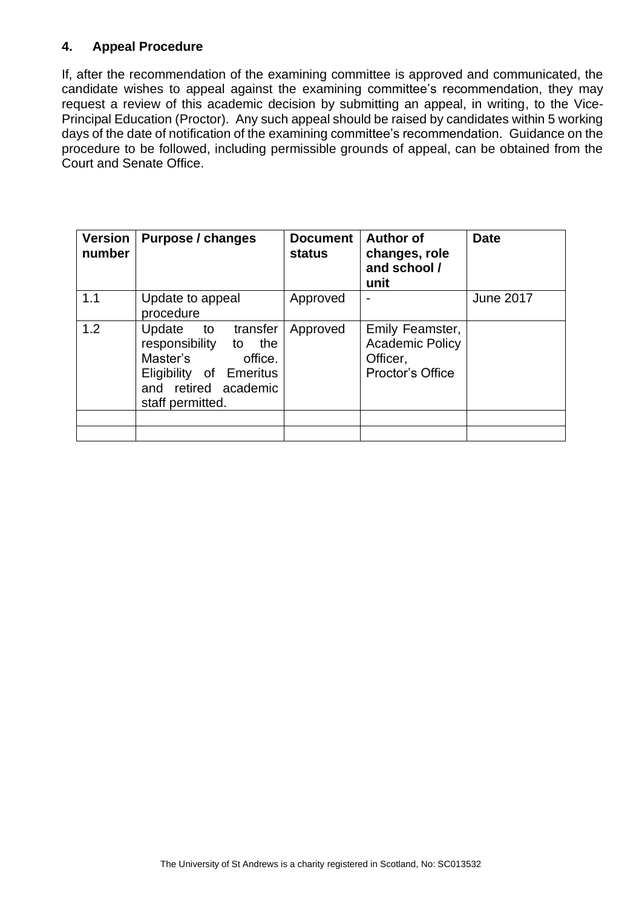## 4. Appeal Procedure

If, after the recommendation of the examining committee is approved and communicated, the candidate wishes to appeal against the examining committee's recommendation, they may request a review of this academic decision by submitting an appeal, in writing, to the Vice-Principal Education (Proctor). Any such appeal should be raised by candidates within 5 working days of the date of notification of the examining committee's recommendation. Guidance on the procedure to be followed, including permissible grounds of appeal, can be obtained from the Court and Senate Office.

| Version number | Purpose / changes | Document status | Author of changes, role and school / unit | Date |
|---|---|---|---|---|
| 1.1 | Update to appeal procedure | Approved | - | June 2017 |
| 1.2 | Update to transfer responsibility to the Master's office. Eligibility of Emeritus and retired academic staff permitted. | Approved | Emily Feamster, Academic Policy Officer, Proctor's Office | |
| | | | | |
| | | | | |

The University of St Andrews is a charity registered in Scotland, No: SC013532